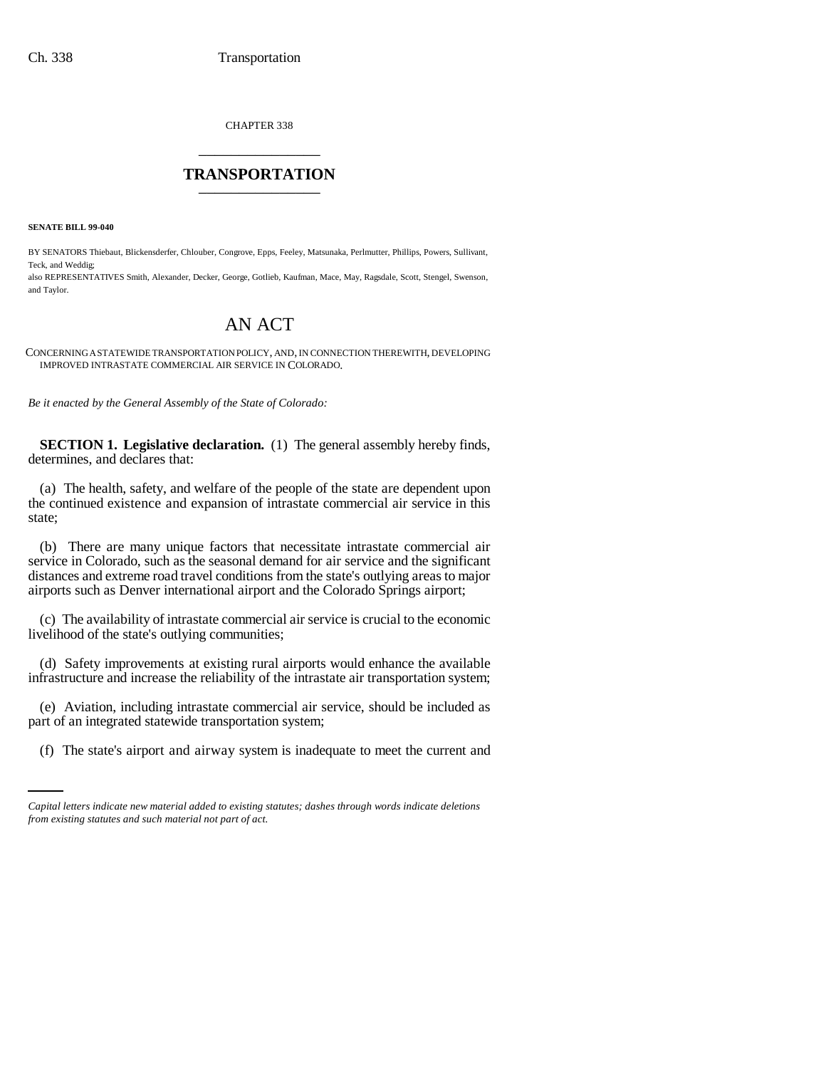CHAPTER 338

# TRANSPORTATION

**SENATE BILL 99-040**

BY SENATORS Thiebaut, Blickensderfer, Chlouber, Congrove, Epps, Feeley, Matsunaka, Perlmutter, Phillips, Powers, Sullivant, Teck, and Weddig;
also REPRESENTATIVES Smith, Alexander, Decker, George, Gotlieb, Kaufman, Mace, May, Ragsdale, Scott, Stengel, Swenson, and Taylor.

## AN ACT

CONCERNING A STATEWIDE TRANSPORTATION POLICY, AND, IN CONNECTION THEREWITH, DEVELOPING IMPROVED INTRASTATE COMMERCIAL AIR SERVICE IN COLORADO.

*Be it enacted by the General Assembly of the State of Colorado:*

**SECTION 1. Legislative declaration.** (1) The general assembly hereby finds, determines, and declares that:

(a) The health, safety, and welfare of the people of the state are dependent upon the continued existence and expansion of intrastate commercial air service in this state;

(b) There are many unique factors that necessitate intrastate commercial air service in Colorado, such as the seasonal demand for air service and the significant distances and extreme road travel conditions from the state's outlying areas to major airports such as Denver international airport and the Colorado Springs airport;

(c) The availability of intrastate commercial air service is crucial to the economic livelihood of the state's outlying communities;

(d) Safety improvements at existing rural airports would enhance the available infrastructure and increase the reliability of the intrastate air transportation system;

(e) Aviation, including intrastate commercial air service, should be included as part of an integrated statewide transportation system;

(f) The state's airport and airway system is inadequate to meet the current and

*Capital letters indicate new material added to existing statutes; dashes through words indicate deletions from existing statutes and such material not part of act.*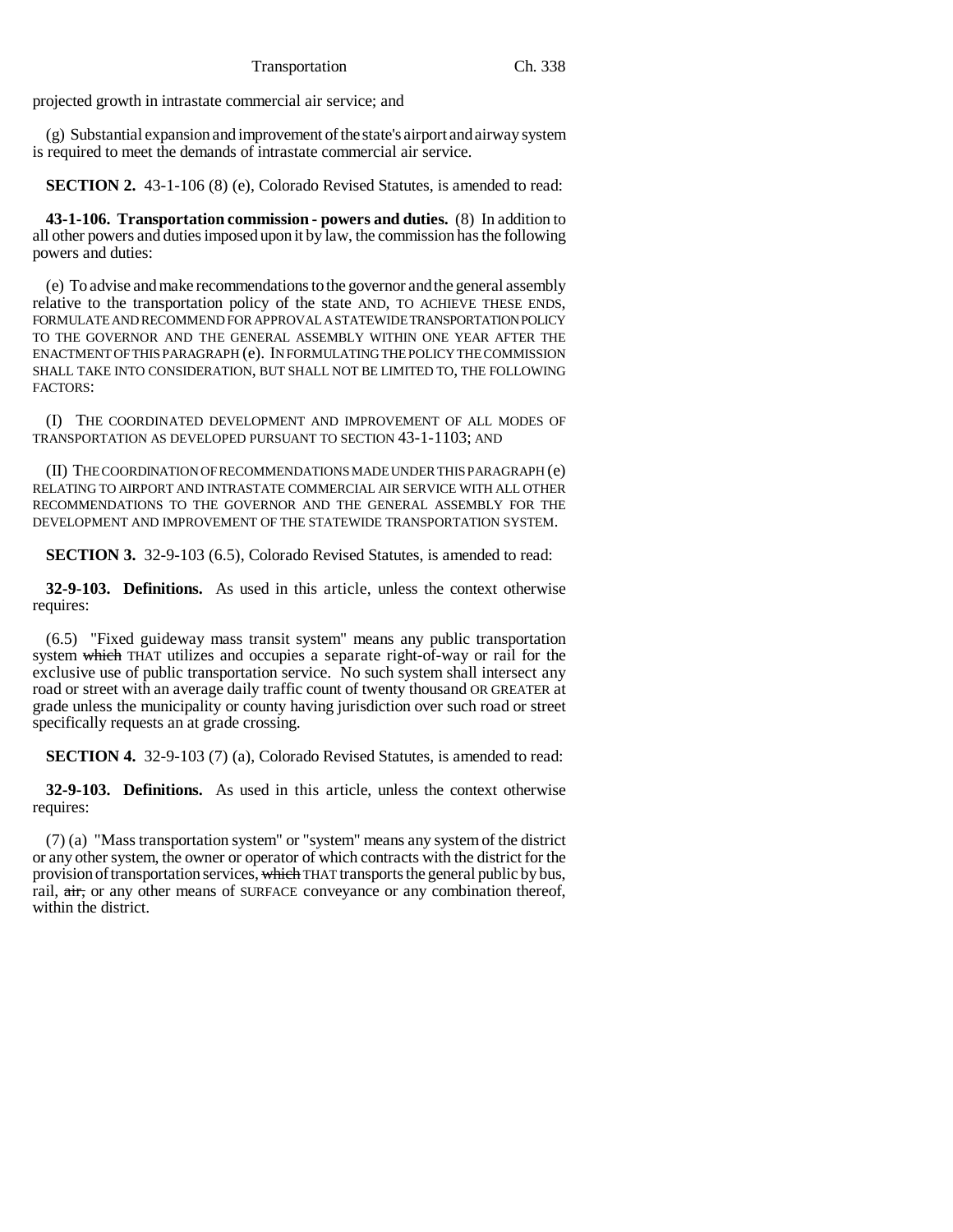projected growth in intrastate commercial air service; and

(g) Substantial expansion and improvement of the state's airport and airway system is required to meet the demands of intrastate commercial air service.

**SECTION 2.** 43-1-106 (8) (e), Colorado Revised Statutes, is amended to read:

**43-1-106. Transportation commission - powers and duties.** (8) In addition to all other powers and duties imposed upon it by law, the commission has the following powers and duties:

(e) To advise and make recommendations to the governor and the general assembly relative to the transportation policy of the state AND, TO ACHIEVE THESE ENDS, FORMULATE AND RECOMMEND FOR APPROVAL A STATEWIDE TRANSPORTATION POLICY TO THE GOVERNOR AND THE GENERAL ASSEMBLY WITHIN ONE YEAR AFTER THE ENACTMENT OF THIS PARAGRAPH (e). IN FORMULATING THE POLICY THE COMMISSION SHALL TAKE INTO CONSIDERATION, BUT SHALL NOT BE LIMITED TO, THE FOLLOWING FACTORS:

(I) THE COORDINATED DEVELOPMENT AND IMPROVEMENT OF ALL MODES OF TRANSPORTATION AS DEVELOPED PURSUANT TO SECTION 43-1-1103; AND

(II) THE COORDINATION OF RECOMMENDATIONS MADE UNDER THIS PARAGRAPH (e) RELATING TO AIRPORT AND INTRASTATE COMMERCIAL AIR SERVICE WITH ALL OTHER RECOMMENDATIONS TO THE GOVERNOR AND THE GENERAL ASSEMBLY FOR THE DEVELOPMENT AND IMPROVEMENT OF THE STATEWIDE TRANSPORTATION SYSTEM.

**SECTION 3.** 32-9-103 (6.5), Colorado Revised Statutes, is amended to read:

**32-9-103. Definitions.** As used in this article, unless the context otherwise requires:

(6.5) "Fixed guideway mass transit system" means any public transportation system ~~which~~ THAT utilizes and occupies a separate right-of-way or rail for the exclusive use of public transportation service. No such system shall intersect any road or street with an average daily traffic count of twenty thousand OR GREATER at grade unless the municipality or county having jurisdiction over such road or street specifically requests an at grade crossing.

**SECTION 4.** 32-9-103 (7) (a), Colorado Revised Statutes, is amended to read:

**32-9-103. Definitions.** As used in this article, unless the context otherwise requires:

(7) (a) "Mass transportation system" or "system" means any system of the district or any other system, the owner or operator of which contracts with the district for the provision of transportation services, ~~which~~ THAT transports the general public by bus, rail, ~~air,~~ or any other means of SURFACE conveyance or any combination thereof, within the district.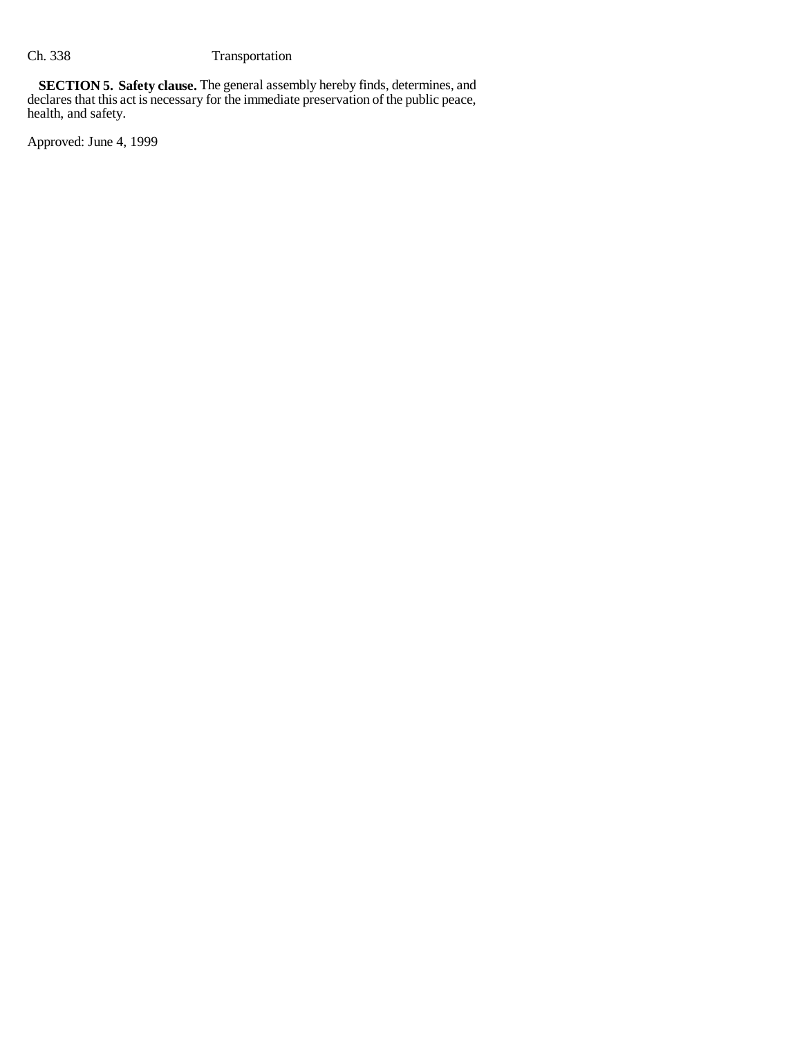**SECTION 5. Safety clause.** The general assembly hereby finds, determines, and declares that this act is necessary for the immediate preservation of the public peace, health, and safety.

Approved: June 4, 1999